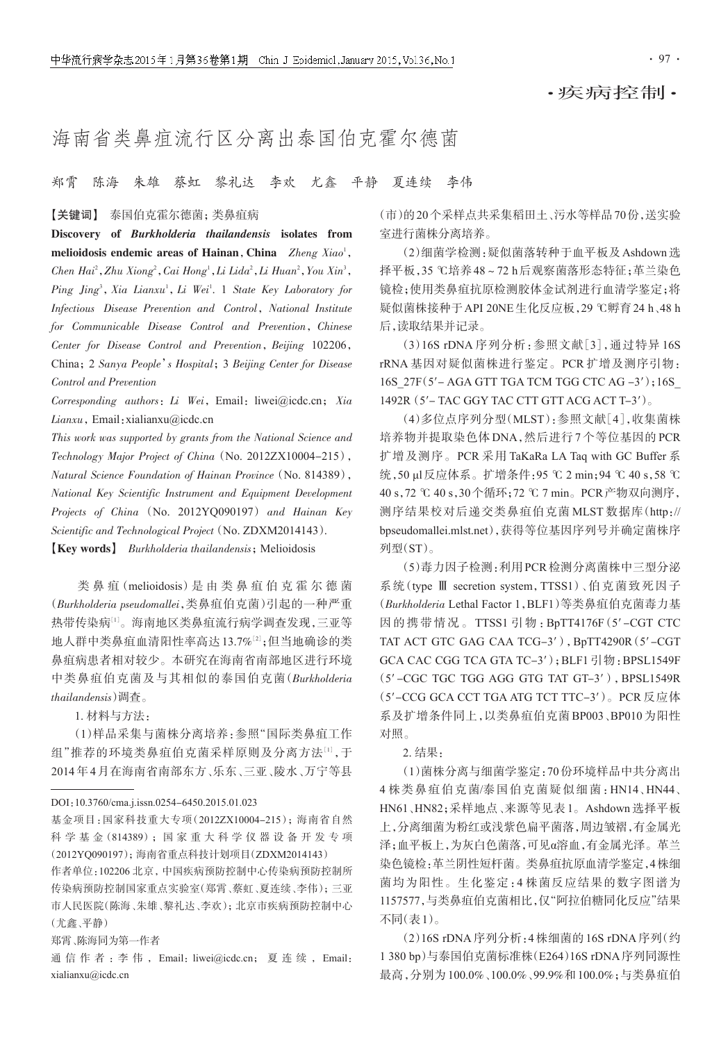·疾病控制·

# 海南省类鼻疽流行区分离出泰国伯克霍尔德菌

郑霄　陈海　朱雄　蔡虹　黎礼达　李欢　尤鑫　平静　夏连续　李伟

**【关键词】** 泰国伯克霍尔德菌；类鼻疽病

**Discovery of *Burkholderia thailandensis* isolates from melioidosis endemic areas of Hainan, China** *Zheng Xiao*[1], *Chen Hai*[2], *Zhu Xiong*[2], *Cai Hong*[1], *Li Lida*[2], *Li Huan*[2], *You Xin*[3], *Ping Jing*[3], *Xia Lianxu*[1], *Li Wei*[1]. 1 *State Key Laboratory for Infectious Disease Prevention and Control, National Institute for Communicable Disease Control and Prevention, Chinese Center for Disease Control and Prevention*, Beijing 102206, China; 2 *Sanya People's Hospital*; 3 *Beijing Center for Disease Control and Prevention*

*Corresponding authors*: *Li Wei*, Email: liwei@icdc.cn; *Xia Lianxu*, Email: xialianxu@icdc.cn

*This work was supported by grants from the National Science and Technology Major Project of China* (No. 2012ZX10004-215), *Natural Science Foundation of Hainan Province* (No. 814389), *National Key Scientific Instrument and Equipment Development Projects of China* (No. 2012YQ090197) *and Hainan Key Scientific and Technological Project* (No. ZDXM2014143).

**【Key words】** *Burkholderia thailandensis*; Melioidosis

类鼻疽(melioidosis)是由类鼻疽伯克霍尔德菌(*Burkholderia pseudomallei*，类鼻疽伯克菌)引起的一种严重热带传染病[1]。海南地区类鼻疽流行病学调查发现，三亚等地人群中类鼻疽血清阳性率高达13.7%[2]；但当地确诊的类鼻疽病患者相对较少。本研究在海南省南部地区进行环境中类鼻疽伯克菌及与其相似的泰国伯克菌(*Burkholderia thailandensis*)调查。

1. 材料与方法：

(1)样品采集与菌株分离培养：参照"国际类鼻疽工作组"推荐的环境类鼻疽伯克菌采样原则及分离方法[1]，于2014年4月在海南省南部东方、乐东、三亚、陵水、万宁等县(市)的20个采样点共采集稻田土、污水等样品70份，送实验室进行菌株分离培养。

(2)细菌学检测：疑似菌落转种于血平板及Ashdown选择平板，35 ℃培养48～72 h后观察菌落形态特征；革兰染色镜检；使用类鼻疽抗原检测胶体金试剂进行血清学鉴定；将疑似菌株接种于API 20NE生化反应板，29 ℃孵育24 h、48 h后，读取结果并记录。

(3)16S rDNA序列分析：参照文献[3]，通过特异16S rRNA基因对疑似菌株进行鉴定。PCR扩增及测序引物：16S_27F(5′- AGA GTT TGA TCM TGG CTC AG -3′)；16S_1492R(5′- TAC GGY TAC CTT GTT ACG ACT T-3′)。

(4)多位点序列分型(MLST)：参照文献[4]，收集菌株培养物并提取染色体DNA，然后进行7个等位基因的PCR扩增及测序。PCR采用TaKaRa LA Taq with GC Buffer系统，50 μl反应体系。扩增条件：95 ℃ 2 min；94 ℃ 40 s，58 ℃ 40 s，72 ℃ 40 s，30个循环；72 ℃ 7 min。PCR产物双向测序，测序结果校对后递交类鼻疽伯克菌MLST数据库(http://bpseudomallei.mlst.net)，获得等位基因序列号并确定菌株序列型(ST)。

(5)毒力因子检测：利用PCR检测分离菌株中三型分泌系统(type Ⅲ secretion system，TTSS1)、伯克菌致死因子(*Burkholderia* Lethal Factor 1，BLF1)等类鼻疽伯克菌毒力基因的携带情况。TTSS1引物：BpTT4176F(5′-CGT CTC TAT ACT GTC GAG CAA TCG-3′)，BpTT4290R(5′-CGT GCA CAC CGG TCA GTA TC-3′)；BLF1引物：BPSL1549F(5′-CGC TGC TGG AGG GTG TAT GT-3′)，BPSL1549R(5′-CCG GCA CCT TGA ATG TCT TTC-3′)。PCR反应体系及扩增条件同上，以类鼻疽伯克菌BP003、BP010为阳性对照。

2. 结果：

(1)菌株分离与细菌学鉴定：70份环境样品中共分离出4株类鼻疽伯克菌/泰国伯克菌疑似细菌：HN14、HN44、HN61、HN82；采样地点、来源等见表1。Ashdown选择平板上，分离细菌为粉红或浅紫色扁平菌落，周边皱褶，有金属光泽；血平板上，为灰白色菌落，可见α溶血，有金属光泽。革兰染色镜检：革兰阴性短杆菌。类鼻疽抗原血清学鉴定，4株细菌均为阳性。生化鉴定：4株菌反应结果的数字图谱为1157577，与类鼻疽伯克菌相比，仅"阿拉伯糖同化反应"结果不同(表1)。

(2)16S rDNA序列分析：4株细菌的16S rDNA序列(约1 380 bp)与泰国伯克菌标准株(E264)16S rDNA序列同源性最高，分别为100.0%、100.0%、99.9%和100.0%；与类鼻疽伯

---

DOI：10.3760/cma.j.issn.0254-6450.2015.01.023

基金项目：国家科技重大专项(2012ZX10004-215)；海南省自然科学基金(814389)；国家重大科学仪器设备开发专项(2012YQ090197)；海南省重点科技计划项目(ZDXM2014143)

作者单位：102206 北京，中国疾病预防控制中心传染病预防控制所传染病预防控制国家重点实验室(郑霄、蔡虹、夏连续、李伟)；三亚市人民医院(陈海、朱雄、黎礼达、李欢)；北京市疾病预防控制中心(尤鑫、平静)

郑霄、陈海同为第一作者

通信作者：李伟，Email：liwei@icdc.cn；夏连续，Email：xialianxu@icdc.cn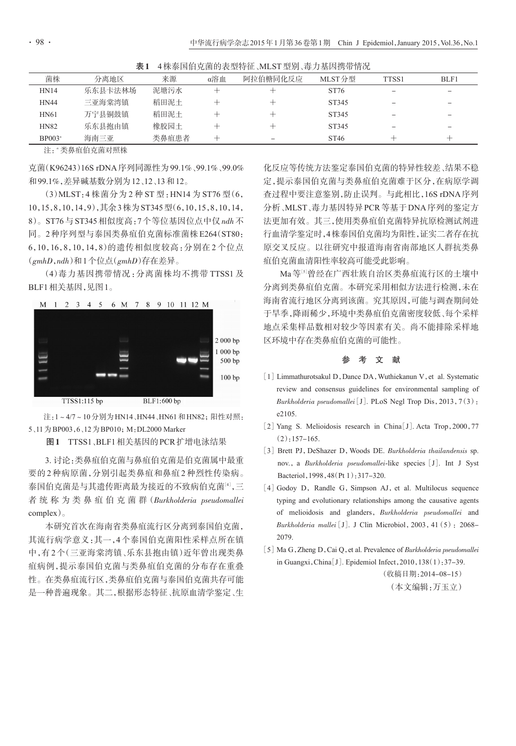**表1** 4株泰国伯克菌的表型特征、MLST型别、毒力基因携带情况

| 菌株 | 分离地区 | 来源 | α溶血 | 阿拉伯糖同化反应 | MLST分型 | TTSS1 | BLF1 |
|---|---|---|---|---|---|---|---|
| HN14 | 乐东县卡法林场 | 泥塘污水 | + | + | ST76 | − | − |
| HN44 | 三亚海棠湾镇 | 稻田泥土 | + | + | ST345 | − | − |
| HN61 | 万宁县铜鼓镇 | 稻田泥土 | + | + | ST345 | − | − |
| HN82 | 乐东县抱由镇 | 橡胶园土 | + | + | ST345 | − | − |
| BP003[a] | 海南三亚 | 类鼻疽患者 | + | − | ST46 | + | + |

注：[a] 类鼻疽伯克菌对照株

克菌（K96243）16S rDNA序列同源性为99.1%、99.1%、99.0%和99.1%，差异碱基数分别为12、12、13和12。

（3）MLST：4株菌分为2种ST型：HN14为ST76型（6，10，15，8，10，14，9），其余3株为ST345型（6，10，15，8，10，14，8）。ST76与ST345相似度高：7个等位基因位点中仅*ndh*不同。2种序列型与泰国类鼻疽伯克菌标准菌株E264（ST80：6，10，16，8，10，14，8）的遗传相似度较高：分别在2个位点（*gmhD*，*ndh*）和1个位点（*gmhD*）存在差异。

（4）毒力基因携带情况：分离菌株均不携带TTSS1及BLF1相关基因，见图1。

M 1 2 3 4 5 6 M 7 8 9 10 11 12 M

2 000 bp
1 000 bp
500 bp
100 bp

TTSS1:115 bp
BLF1:600 bp

注：1～4/7～10分别为HN14、HN44、HN61和HN82；阳性对照：5、11为BP003，6、12为BP010；M：DL2000 Marker

**图1** TTSS1、BLF1相关基因的PCR扩增电泳结果

3. 讨论：类鼻疽伯克菌与鼻疽伯克菌是伯克菌属中最重要的2种病原菌，分别引起类鼻疽和鼻疽2种烈性传染病。泰国伯克菌是与其遗传距离最为接近的不致病伯克菌[4]，三者统称为类鼻疽伯克菌群（*Burkholderia pseudomallei* complex）。

本研究首次在海南省类鼻疽流行区分离到泰国伯克菌，其流行病学意义：其一，4个泰国伯克菌阳性采样点所在镇中，有2个（三亚海棠湾镇、乐东县抱由镇）近年曾出现类鼻疽病例，提示泰国伯克菌与类鼻疽伯克菌的分布存在重叠性。在类鼻疽流行区，类鼻疽伯克菌与泰国伯克菌共存可能是一种普遍现象。其二，根据形态特征、抗原血清学鉴定、生化反应等传统方法鉴定泰国伯克菌的特异性较差、结果不稳定，提示泰国伯克菌与类鼻疽伯克菌难于区分，在病原学调查过程中要注意鉴别，防止误判。与此相比，16S rDNA序列分析、MLST、毒力基因特异PCR等基于DNA序列的鉴定方法更加有效。其三，使用类鼻疽伯克菌特异抗原检测试剂进行血清学鉴定时，4株泰国伯克菌均为阳性，证实二者存在抗原交叉反应。以往研究中报道海南省南部地区人群抗类鼻疽伯克菌血清阳性率较高可能受此影响。

Ma等[5]曾经在广西壮族自治区类鼻疽流行区的土壤中分离到类鼻疽伯克菌。本研究采用相似方法进行检测，未在海南省流行地区分离到该菌。究其原因，可能与调查期间处于旱季，降雨稀少，环境中类鼻疽伯克菌密度较低、每个采样地点采集样品数相对较少等因素有关。尚不能排除采样地区环境中存在类鼻疽伯克菌的可能性。

## 参 考 文 献

[1] Limmathurotsakul D, Dance DA, Wuthiekanun V, et al. Systematic review and consensus guidelines for environmental sampling of *Burkholderia pseudomallei*[J]. PLoS Negl Trop Dis, 2013, 7(3): e2105.

[2] Yang S. Melioidosis research in China[J]. Acta Trop, 2000, 77(2):157–165.

[3] Brett PJ, DeShazer D, Woods DE. *Burkholderia thailandensis* sp. nov., a *Burkholderia pseudomallei*-like species[J]. Int J Syst Bacteriol, 1998, 48(Pt 1):317–320.

[4] Godoy D, Randle G, Simpson AJ, et al. Multilocus sequence typing and evolutionary relationships among the causative agents of melioidosis and glanders, *Burkholderia pseudomallei* and *Burkholderia mallei*[J]. J Clin Microbiol, 2003, 41(5): 2068–2079.

[5] Ma G, Zheng D, Cai Q, et al. Prevalence of *Burkholderia pseudomallei* in Guangxi, China[J]. Epidemiol Infect, 2010, 138(1):37–39.

（收稿日期：2014-08-15）

（本文编辑：万玉立）